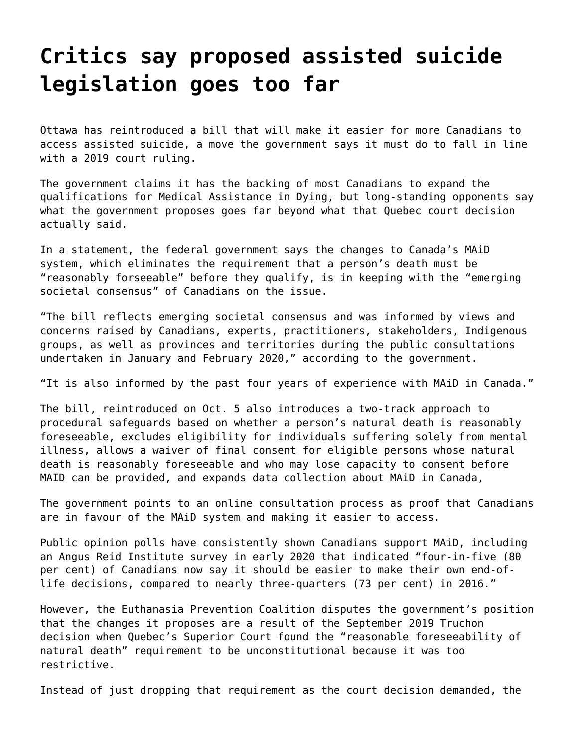# Critics say proposed assisted suicide legislation goes too far

Ottawa has reintroduced a bill that will make it easier for more Canadians to access assisted suicide, a move the government says it must do to fall in line with a 2019 court ruling.

The government claims it has the backing of most Canadians to expand the qualifications for Medical Assistance in Dying, but long-standing opponents say what the government proposes goes far beyond what that Quebec court decision actually said.

In a statement, the federal government says the changes to Canada's MAiD system, which eliminates the requirement that a person's death must be "reasonably forseeable" before they qualify, is in keeping with the "emerging societal consensus" of Canadians on the issue.

"The bill reflects emerging societal consensus and was informed by views and concerns raised by Canadians, experts, practitioners, stakeholders, Indigenous groups, as well as provinces and territories during the public consultations undertaken in January and February 2020," according to the government.

"It is also informed by the past four years of experience with MAiD in Canada."

The bill, reintroduced on Oct. 5 also introduces a two-track approach to procedural safeguards based on whether a person's natural death is reasonably foreseeable, excludes eligibility for individuals suffering solely from mental illness, allows a waiver of final consent for eligible persons whose natural death is reasonably foreseeable and who may lose capacity to consent before MAID can be provided, and expands data collection about MAiD in Canada,

The government points to an online consultation process as proof that Canadians are in favour of the MAiD system and making it easier to access.

Public opinion polls have consistently shown Canadians support MAiD, including an Angus Reid Institute survey in early 2020 that indicated "four-in-five (80 per cent) of Canadians now say it should be easier to make their own end-of-life decisions, compared to nearly three-quarters (73 per cent) in 2016."

However, the Euthanasia Prevention Coalition disputes the government's position that the changes it proposes are a result of the September 2019 Truchon decision when Quebec's Superior Court found the "reasonable foreseeability of natural death" requirement to be unconstitutional because it was too restrictive.

Instead of just dropping that requirement as the court decision demanded, the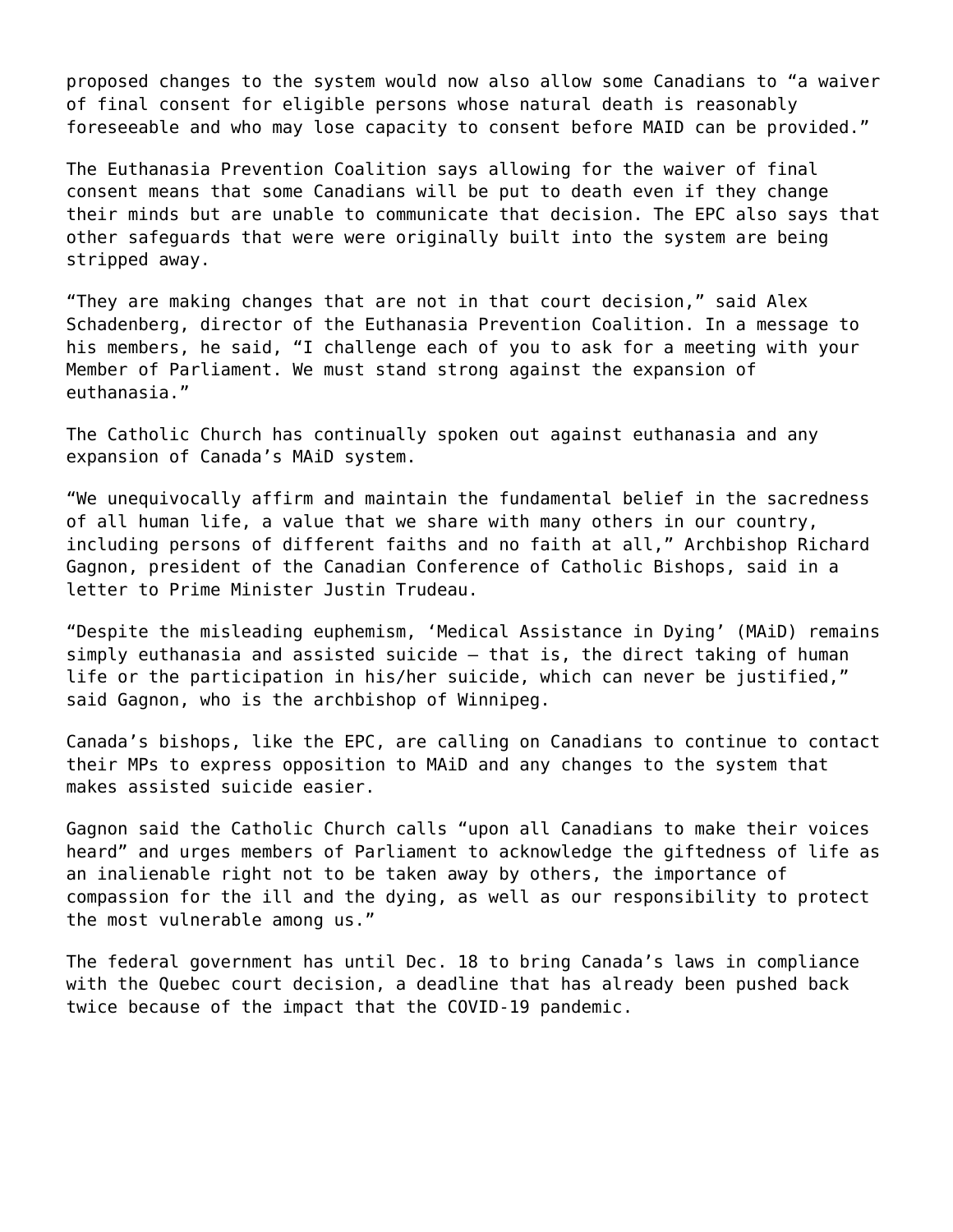proposed changes to the system would now also allow some Canadians to "a waiver of final consent for eligible persons whose natural death is reasonably foreseeable and who may lose capacity to consent before MAID can be provided."

The Euthanasia Prevention Coalition says allowing for the waiver of final consent means that some Canadians will be put to death even if they change their minds but are unable to communicate that decision. The EPC also says that other safeguards that were were originally built into the system are being stripped away.

"They are making changes that are not in that court decision," said Alex Schadenberg, director of the Euthanasia Prevention Coalition. In a message to his members, he said, "I challenge each of you to ask for a meeting with your Member of Parliament. We must stand strong against the expansion of euthanasia."

The Catholic Church has continually spoken out against euthanasia and any expansion of Canada's MAiD system.

"We unequivocally affirm and maintain the fundamental belief in the sacredness of all human life, a value that we share with many others in our country, including persons of different faiths and no faith at all," Archbishop Richard Gagnon, president of the Canadian Conference of Catholic Bishops, said in a letter to Prime Minister Justin Trudeau.

"Despite the misleading euphemism, 'Medical Assistance in Dying' (MAiD) remains simply euthanasia and assisted suicide – that is, the direct taking of human life or the participation in his/her suicide, which can never be justified," said Gagnon, who is the archbishop of Winnipeg.

Canada's bishops, like the EPC, are calling on Canadians to continue to contact their MPs to express opposition to MAiD and any changes to the system that makes assisted suicide easier.

Gagnon said the Catholic Church calls "upon all Canadians to make their voices heard" and urges members of Parliament to acknowledge the giftedness of life as an inalienable right not to be taken away by others, the importance of compassion for the ill and the dying, as well as our responsibility to protect the most vulnerable among us."

The federal government has until Dec. 18 to bring Canada's laws in compliance with the Quebec court decision, a deadline that has already been pushed back twice because of the impact that the COVID-19 pandemic.